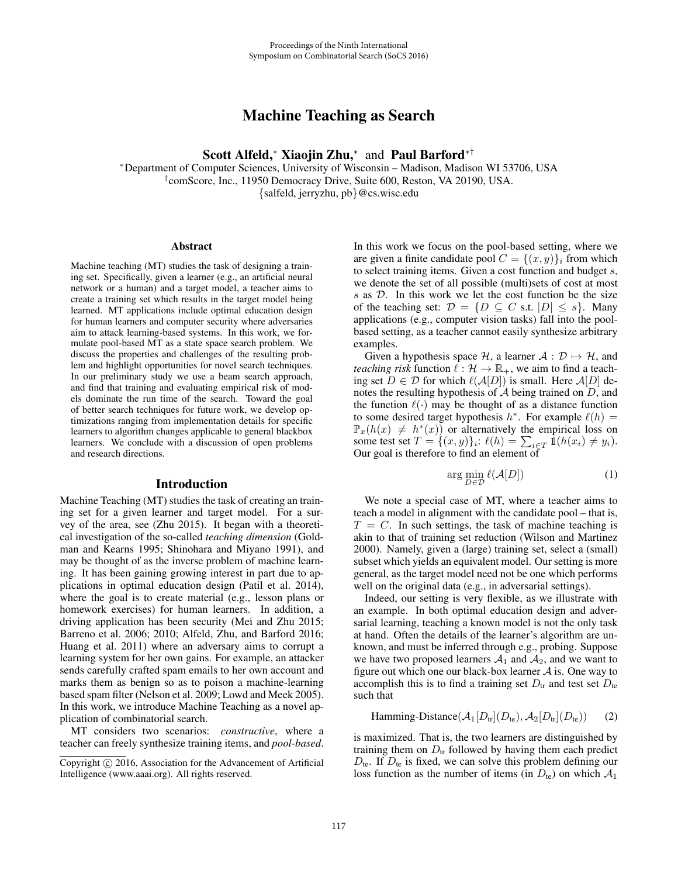# Machine Teaching as Search

**Scott Alfeld,[*] Xiaojin Zhu,[*] and Paul Barford[*†]**

[*]Department of Computer Sciences, University of Wisconsin – Madison, Madison WI 53706, USA
[†]comScore, Inc., 11950 Democracy Drive, Suite 600, Reston, VA 20190, USA.
{salfeld, jerryzhu, pb}@cs.wisc.edu

## Abstract

Machine teaching (MT) studies the task of designing a training set. Specifically, given a learner (e.g., an artificial neural network or a human) and a target model, a teacher aims to create a training set which results in the target model being learned. MT applications include optimal education design for human learners and computer security where adversaries aim to attack learning-based systems. In this work, we formulate pool-based MT as a state space search problem. We discuss the properties and challenges of the resulting problem and highlight opportunities for novel search techniques. In our preliminary study we use a beam search approach, and find that training and evaluating empirical risk of models dominate the run time of the search. Toward the goal of better search techniques for future work, we develop optimizations ranging from implementation details for specific learners to algorithm changes applicable to general blackbox learners. We conclude with a discussion of open problems and research directions.

## Introduction

Machine Teaching (MT) studies the task of creating an training set for a given learner and target model. For a survey of the area, see (Zhu 2015). It began with a theoretical investigation of the so-called *teaching dimension* (Goldman and Kearns 1995; Shinohara and Miyano 1991), and may be thought of as the inverse problem of machine learning. It has been gaining growing interest in part due to applications in optimal education design (Patil et al. 2014), where the goal is to create material (e.g., lesson plans or homework exercises) for human learners. In addition, a driving application has been security (Mei and Zhu 2015; Barreno et al. 2006; 2010; Alfeld, Zhu, and Barford 2016; Huang et al. 2011) where an adversary aims to corrupt a learning system for her own gains. For example, an attacker sends carefully crafted spam emails to her own account and marks them as benign so as to poison a machine-learning based spam filter (Nelson et al. 2009; Lowd and Meek 2005). In this work, we introduce Machine Teaching as a novel application of combinatorial search.

MT considers two scenarios: *constructive*, where a teacher can freely synthesize training items, and *pool-based*. In this work we focus on the pool-based setting, where we are given a finite candidate pool $C = \{(x, y)\}_i$ from which to select training items. Given a cost function and budget $s$, we denote the set of all possible (multi)sets of cost at most $s$ as $\mathcal{D}$. In this work we let the cost function be the size of the teaching set: $\mathcal{D} = \{D \subseteq C \text{ s.t. } |D| \leq s\}$. Many applications (e.g., computer vision tasks) fall into the pool-based setting, as a teacher cannot easily synthesize arbitrary examples.

Given a hypothesis space $\mathcal{H}$, a learner $\mathcal{A} : \mathcal{D} \mapsto \mathcal{H}$, and *teaching risk* function $\ell : \mathcal{H} \to \mathbb{R}_+$, we aim to find a teaching set $D \in \mathcal{D}$ for which $\ell(\mathcal{A}[D])$ is small. Here $\mathcal{A}[D]$ denotes the resulting hypothesis of $\mathcal{A}$ being trained on $D$, and the function $\ell(\cdot)$ may be thought of as a distance function to some desired target hypothesis $h^*$. For example $\ell(h) = \mathbb{P}_x(h(x) \neq h^*(x))$ or alternatively the empirical loss on some test set $T = \{(x, y)\}_i$: $\ell(h) = \sum_{i \in T} \mathbb{1}(h(x_i) \neq y_i)$. Our goal is therefore to find an element of

$$\arg\min_{D \in \mathcal{D}} \ell(\mathcal{A}[D]) \tag{1}$$

We note a special case of MT, where a teacher aims to teach a model in alignment with the candidate pool – that is, $T = C$. In such settings, the task of machine teaching is akin to that of training set reduction (Wilson and Martinez 2000). Namely, given a (large) training set, select a (small) subset which yields an equivalent model. Our setting is more general, as the target model need not be one which performs well on the original data (e.g., in adversarial settings).

Indeed, our setting is very flexible, as we illustrate with an example. In both optimal education design and adversarial learning, teaching a known model is not the only task at hand. Often the details of the learner's algorithm are unknown, and must be inferred through e.g., probing. Suppose we have two proposed learners $\mathcal{A}_1$ and $\mathcal{A}_2$, and we want to figure out which one our black-box learner $\mathcal{A}$ is. One way to accomplish this is to find a training set $D_{\text{tr}}$ and test set $D_{\text{te}}$ such that

$$\text{Hamming-Distance}(\mathcal{A}_1[D_{\text{tr}}](D_{\text{te}}), \mathcal{A}_2[D_{\text{tr}}](D_{\text{te}})) \tag{2}$$

is maximized. That is, the two learners are distinguished by training them on $D_{\text{tr}}$ followed by having them each predict $D_{\text{te}}$. If $D_{\text{te}}$ is fixed, we can solve this problem defining our loss function as the number of items (in $D_{\text{te}}$) on which $\mathcal{A}_1$

Copyright © 2016, Association for the Advancement of Artificial Intelligence (www.aaai.org). All rights reserved.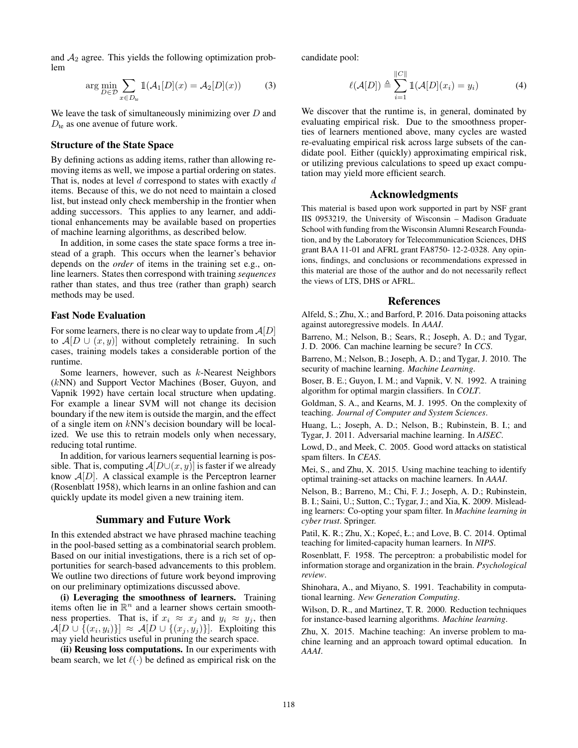and $\mathcal{A}_2$ agree. This yields the following optimization problem

$$\arg\min_{D \in \mathcal{D}} \sum_{x \in D_{\text{te}}} \mathbb{1}(\mathcal{A}_1[D](x) = \mathcal{A}_2[D](x)) \qquad (3)$$

We leave the task of simultaneously minimizing over $D$ and $D_{\text{te}}$ as one avenue of future work.

### Structure of the State Space

By defining actions as adding items, rather than allowing removing items as well, we impose a partial ordering on states. That is, nodes at level $d$ correspond to states with exactly $d$ items. Because of this, we do not need to maintain a closed list, but instead only check membership in the frontier when adding successors. This applies to any learner, and additional enhancements may be available based on properties of machine learning algorithms, as described below.

In addition, in some cases the state space forms a tree instead of a graph. This occurs when the learner's behavior depends on the *order* of items in the training set e.g., online learners. States then correspond with training *sequences* rather than states, and thus tree (rather than graph) search methods may be used.

### Fast Node Evaluation

For some learners, there is no clear way to update from $\mathcal{A}[D]$ to $\mathcal{A}[D \cup (x, y)]$ without completely retraining. In such cases, training models takes a considerable portion of the runtime.

Some learners, however, such as $k$-Nearest Neighbors ($k$NN) and Support Vector Machines (Boser, Guyon, and Vapnik 1992) have certain local structure when updating. For example a linear SVM will not change its decision boundary if the new item is outside the margin, and the effect of a single item on $k$NN's decision boundary will be localized. We use this to retrain models only when necessary, reducing total runtime.

In addition, for various learners sequential learning is possible. That is, computing $\mathcal{A}[D \cup (x, y)]$ is faster if we already know $\mathcal{A}[D]$. A classical example is the Perceptron learner (Rosenblatt 1958), which learns in an online fashion and can quickly update its model given a new training item.

## Summary and Future Work

In this extended abstract we have phrased machine teaching in the pool-based setting as a combinatorial search problem. Based on our initial investigations, there is a rich set of opportunities for search-based advancements to this problem. We outline two directions of future work beyond improving on our preliminary optimizations discussed above.

**(i) Leveraging the smoothness of learners.** Training items often lie in $\mathbb{R}^n$ and a learner shows certain smoothness properties. That is, if $x_i \approx x_j$ and $y_i \approx y_j$, then $\mathcal{A}[D \cup \{(x_i, y_i)\}] \approx \mathcal{A}[D \cup \{(x_j, y_j)\}]$. Exploiting this may yield heuristics useful in pruning the search space.

**(ii) Reusing loss computations.** In our experiments with beam search, we let $\ell(\cdot)$ be defined as empirical risk on the candidate pool:

$$\ell(\mathcal{A}[D]) \triangleq \sum_{i=1}^{\|C\|} \mathbb{1}(\mathcal{A}[D](x_i) = y_i) \qquad (4)$$

We discover that the runtime is, in general, dominated by evaluating empirical risk. Due to the smoothness properties of learners mentioned above, many cycles are wasted re-evaluating empirical risk across large subsets of the candidate pool. Either (quickly) approximating empirical risk, or utilizing previous calculations to speed up exact computation may yield more efficient search.

## Acknowledgments

This material is based upon work supported in part by NSF grant IIS 0953219, the University of Wisconsin – Madison Graduate School with funding from the Wisconsin Alumni Research Foundation, and by the Laboratory for Telecommunication Sciences, DHS grant BAA 11-01 and AFRL grant FA8750- 12-2-0328. Any opinions, findings, and conclusions or recommendations expressed in this material are those of the author and do not necessarily reflect the views of LTS, DHS or AFRL.

## References

Alfeld, S.; Zhu, X.; and Barford, P. 2016. Data poisoning attacks against autoregressive models. In *AAAI*.

Barreno, M.; Nelson, B.; Sears, R.; Joseph, A. D.; and Tygar, J. D. 2006. Can machine learning be secure? In *CCS*.

Barreno, M.; Nelson, B.; Joseph, A. D.; and Tygar, J. 2010. The security of machine learning. *Machine Learning*.

Boser, B. E.; Guyon, I. M.; and Vapnik, V. N. 1992. A training algorithm for optimal margin classifiers. In *COLT*.

Goldman, S. A., and Kearns, M. J. 1995. On the complexity of teaching. *Journal of Computer and System Sciences*.

Huang, L.; Joseph, A. D.; Nelson, B.; Rubinstein, B. I.; and Tygar, J. 2011. Adversarial machine learning. In *AISEC*.

Lowd, D., and Meek, C. 2005. Good word attacks on statistical spam filters. In *CEAS*.

Mei, S., and Zhu, X. 2015. Using machine teaching to identify optimal training-set attacks on machine learners. In *AAAI*.

Nelson, B.; Barreno, M.; Chi, F. J.; Joseph, A. D.; Rubinstein, B. I.; Saini, U.; Sutton, C.; Tygar, J.; and Xia, K. 2009. Misleading learners: Co-opting your spam filter. In *Machine learning in cyber trust*. Springer.

Patil, K. R.; Zhu, X.; Kopeć, Ł.; and Love, B. C. 2014. Optimal teaching for limited-capacity human learners. In *NIPS*.

Rosenblatt, F. 1958. The perceptron: a probabilistic model for information storage and organization in the brain. *Psychological review*.

Shinohara, A., and Miyano, S. 1991. Teachability in computational learning. *New Generation Computing*.

Wilson, D. R., and Martinez, T. R. 2000. Reduction techniques for instance-based learning algorithms. *Machine learning*.

Zhu, X. 2015. Machine teaching: An inverse problem to machine learning and an approach toward optimal education. In *AAAI*.